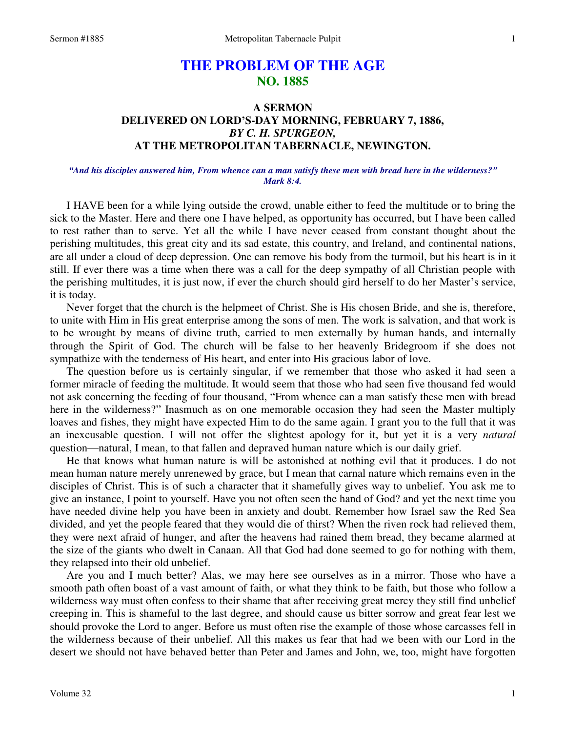# THE PROBLEM OF THE AGE
## NO. 1885

### A SERMON
### DELIVERED ON LORD'S-DAY MORNING, FEBRUARY 7, 1886,
### *BY C. H. SPURGEON,*
### AT THE METROPOLITAN TABERNACLE, NEWINGTON.

***"And his disciples answered him, From whence can a man satisfy these men with bread here in the wilderness?" Mark 8:4.***

I HAVE been for a while lying outside the crowd, unable either to feed the multitude or to bring the sick to the Master. Here and there one I have helped, as opportunity has occurred, but I have been called to rest rather than to serve. Yet all the while I have never ceased from constant thought about the perishing multitudes, this great city and its sad estate, this country, and Ireland, and continental nations, are all under a cloud of deep depression. One can remove his body from the turmoil, but his heart is in it still. If ever there was a time when there was a call for the deep sympathy of all Christian people with the perishing multitudes, it is just now, if ever the church should gird herself to do her Master's service, it is today.

Never forget that the church is the helpmeet of Christ. She is His chosen Bride, and she is, therefore, to unite with Him in His great enterprise among the sons of men. The work is salvation, and that work is to be wrought by means of divine truth, carried to men externally by human hands, and internally through the Spirit of God. The church will be false to her heavenly Bridegroom if she does not sympathize with the tenderness of His heart, and enter into His gracious labor of love.

The question before us is certainly singular, if we remember that those who asked it had seen a former miracle of feeding the multitude. It would seem that those who had seen five thousand fed would not ask concerning the feeding of four thousand, "From whence can a man satisfy these men with bread here in the wilderness?" Inasmuch as on one memorable occasion they had seen the Master multiply loaves and fishes, they might have expected Him to do the same again. I grant you to the full that it was an inexcusable question. I will not offer the slightest apology for it, but yet it is a very *natural* question—natural, I mean, to that fallen and depraved human nature which is our daily grief.

He that knows what human nature is will be astonished at nothing evil that it produces. I do not mean human nature merely unrenewed by grace, but I mean that carnal nature which remains even in the disciples of Christ. This is of such a character that it shamefully gives way to unbelief. You ask me to give an instance, I point to yourself. Have you not often seen the hand of God? and yet the next time you have needed divine help you have been in anxiety and doubt. Remember how Israel saw the Red Sea divided, and yet the people feared that they would die of thirst? When the riven rock had relieved them, they were next afraid of hunger, and after the heavens had rained them bread, they became alarmed at the size of the giants who dwelt in Canaan. All that God had done seemed to go for nothing with them, they relapsed into their old unbelief.

Are you and I much better? Alas, we may here see ourselves as in a mirror. Those who have a smooth path often boast of a vast amount of faith, or what they think to be faith, but those who follow a wilderness way must often confess to their shame that after receiving great mercy they still find unbelief creeping in. This is shameful to the last degree, and should cause us bitter sorrow and great fear lest we should provoke the Lord to anger. Before us must often rise the example of those whose carcasses fell in the wilderness because of their unbelief. All this makes us fear that had we been with our Lord in the desert we should not have behaved better than Peter and James and John, we, too, might have forgotten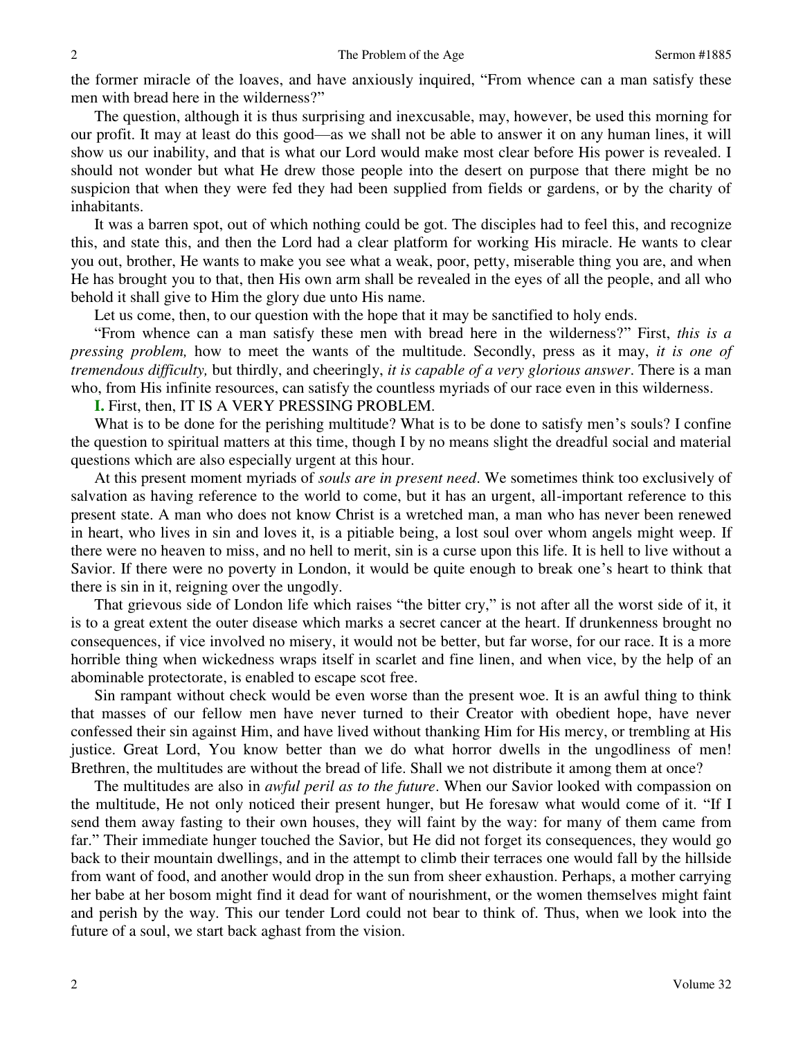the former miracle of the loaves, and have anxiously inquired, "From whence can a man satisfy these men with bread here in the wilderness?"

The question, although it is thus surprising and inexcusable, may, however, be used this morning for our profit. It may at least do this good—as we shall not be able to answer it on any human lines, it will show us our inability, and that is what our Lord would make most clear before His power is revealed. I should not wonder but what He drew those people into the desert on purpose that there might be no suspicion that when they were fed they had been supplied from fields or gardens, or by the charity of inhabitants.

It was a barren spot, out of which nothing could be got. The disciples had to feel this, and recognize this, and state this, and then the Lord had a clear platform for working His miracle. He wants to clear you out, brother, He wants to make you see what a weak, poor, petty, miserable thing you are, and when He has brought you to that, then His own arm shall be revealed in the eyes of all the people, and all who behold it shall give to Him the glory due unto His name.

Let us come, then, to our question with the hope that it may be sanctified to holy ends.

"From whence can a man satisfy these men with bread here in the wilderness?" First, *this is a pressing problem,* how to meet the wants of the multitude. Secondly, press as it may, *it is one of tremendous difficulty,* but thirdly, and cheeringly, *it is capable of a very glorious answer*. There is a man who, from His infinite resources, can satisfy the countless myriads of our race even in this wilderness.

**I.** First, then, IT IS A VERY PRESSING PROBLEM.

What is to be done for the perishing multitude? What is to be done to satisfy men's souls? I confine the question to spiritual matters at this time, though I by no means slight the dreadful social and material questions which are also especially urgent at this hour.

At this present moment myriads of *souls are in present need*. We sometimes think too exclusively of salvation as having reference to the world to come, but it has an urgent, all-important reference to this present state. A man who does not know Christ is a wretched man, a man who has never been renewed in heart, who lives in sin and loves it, is a pitiable being, a lost soul over whom angels might weep. If there were no heaven to miss, and no hell to merit, sin is a curse upon this life. It is hell to live without a Savior. If there were no poverty in London, it would be quite enough to break one's heart to think that there is sin in it, reigning over the ungodly.

That grievous side of London life which raises "the bitter cry," is not after all the worst side of it, it is to a great extent the outer disease which marks a secret cancer at the heart. If drunkenness brought no consequences, if vice involved no misery, it would not be better, but far worse, for our race. It is a more horrible thing when wickedness wraps itself in scarlet and fine linen, and when vice, by the help of an abominable protectorate, is enabled to escape scot free.

Sin rampant without check would be even worse than the present woe. It is an awful thing to think that masses of our fellow men have never turned to their Creator with obedient hope, have never confessed their sin against Him, and have lived without thanking Him for His mercy, or trembling at His justice. Great Lord, You know better than we do what horror dwells in the ungodliness of men! Brethren, the multitudes are without the bread of life. Shall we not distribute it among them at once?

The multitudes are also in *awful peril as to the future*. When our Savior looked with compassion on the multitude, He not only noticed their present hunger, but He foresaw what would come of it. "If I send them away fasting to their own houses, they will faint by the way: for many of them came from far." Their immediate hunger touched the Savior, but He did not forget its consequences, they would go back to their mountain dwellings, and in the attempt to climb their terraces one would fall by the hillside from want of food, and another would drop in the sun from sheer exhaustion. Perhaps, a mother carrying her babe at her bosom might find it dead for want of nourishment, or the women themselves might faint and perish by the way. This our tender Lord could not bear to think of. Thus, when we look into the future of a soul, we start back aghast from the vision.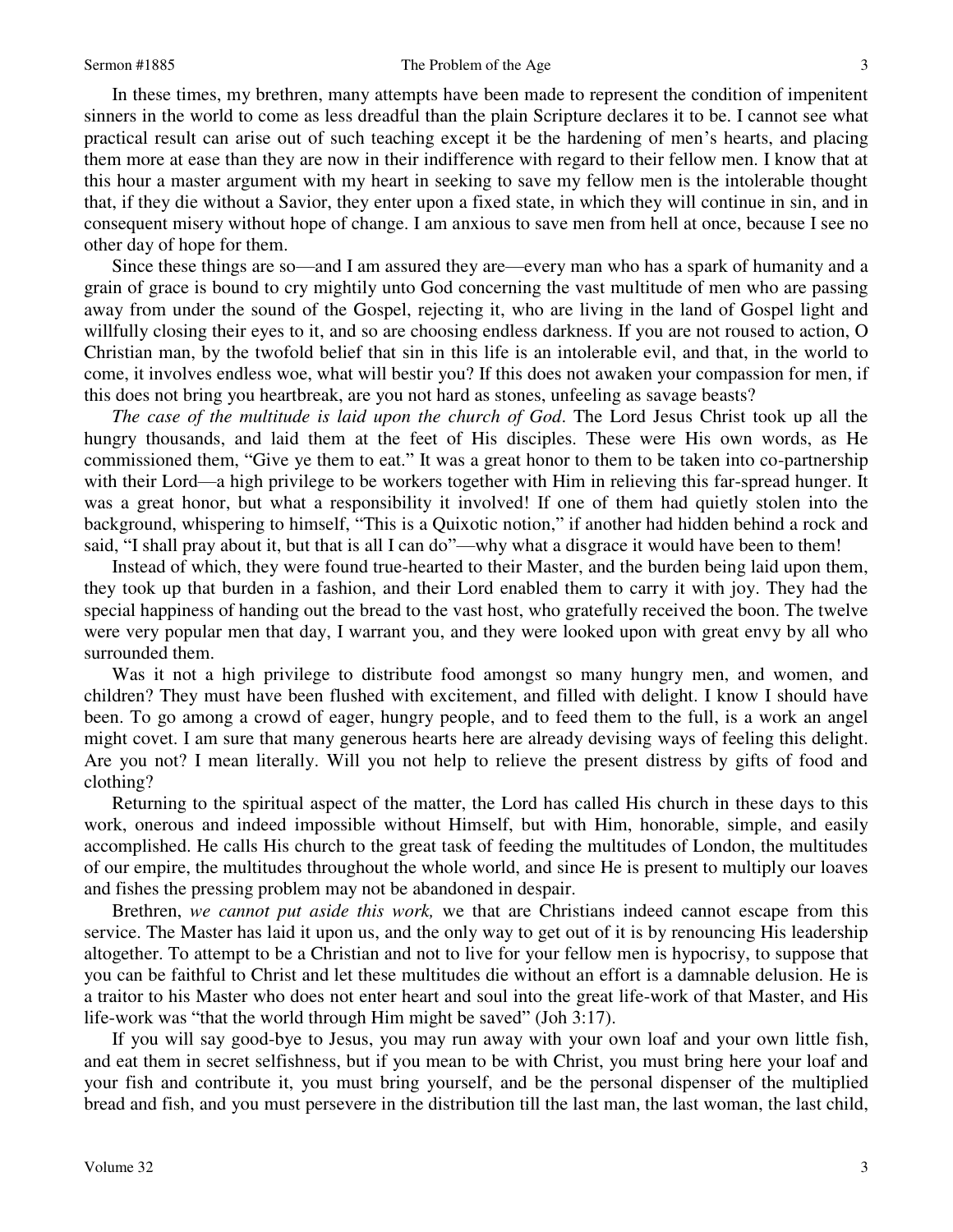In these times, my brethren, many attempts have been made to represent the condition of impenitent sinners in the world to come as less dreadful than the plain Scripture declares it to be. I cannot see what practical result can arise out of such teaching except it be the hardening of men's hearts, and placing them more at ease than they are now in their indifference with regard to their fellow men. I know that at this hour a master argument with my heart in seeking to save my fellow men is the intolerable thought that, if they die without a Savior, they enter upon a fixed state, in which they will continue in sin, and in consequent misery without hope of change. I am anxious to save men from hell at once, because I see no other day of hope for them.

Since these things are so—and I am assured they are—every man who has a spark of humanity and a grain of grace is bound to cry mightily unto God concerning the vast multitude of men who are passing away from under the sound of the Gospel, rejecting it, who are living in the land of Gospel light and willfully closing their eyes to it, and so are choosing endless darkness. If you are not roused to action, O Christian man, by the twofold belief that sin in this life is an intolerable evil, and that, in the world to come, it involves endless woe, what will bestir you? If this does not awaken your compassion for men, if this does not bring you heartbreak, are you not hard as stones, unfeeling as savage beasts?

*The case of the multitude is laid upon the church of God*. The Lord Jesus Christ took up all the hungry thousands, and laid them at the feet of His disciples. These were His own words, as He commissioned them, "Give ye them to eat." It was a great honor to them to be taken into co-partnership with their Lord—a high privilege to be workers together with Him in relieving this far-spread hunger. It was a great honor, but what a responsibility it involved! If one of them had quietly stolen into the background, whispering to himself, "This is a Quixotic notion," if another had hidden behind a rock and said, "I shall pray about it, but that is all I can do"—why what a disgrace it would have been to them!

Instead of which, they were found true-hearted to their Master, and the burden being laid upon them, they took up that burden in a fashion, and their Lord enabled them to carry it with joy. They had the special happiness of handing out the bread to the vast host, who gratefully received the boon. The twelve were very popular men that day, I warrant you, and they were looked upon with great envy by all who surrounded them.

Was it not a high privilege to distribute food amongst so many hungry men, and women, and children? They must have been flushed with excitement, and filled with delight. I know I should have been. To go among a crowd of eager, hungry people, and to feed them to the full, is a work an angel might covet. I am sure that many generous hearts here are already devising ways of feeling this delight. Are you not? I mean literally. Will you not help to relieve the present distress by gifts of food and clothing?

Returning to the spiritual aspect of the matter, the Lord has called His church in these days to this work, onerous and indeed impossible without Himself, but with Him, honorable, simple, and easily accomplished. He calls His church to the great task of feeding the multitudes of London, the multitudes of our empire, the multitudes throughout the whole world, and since He is present to multiply our loaves and fishes the pressing problem may not be abandoned in despair.

Brethren, *we cannot put aside this work,* we that are Christians indeed cannot escape from this service. The Master has laid it upon us, and the only way to get out of it is by renouncing His leadership altogether. To attempt to be a Christian and not to live for your fellow men is hypocrisy, to suppose that you can be faithful to Christ and let these multitudes die without an effort is a damnable delusion. He is a traitor to his Master who does not enter heart and soul into the great life-work of that Master, and His life-work was "that the world through Him might be saved" (Joh 3:17).

If you will say good-bye to Jesus, you may run away with your own loaf and your own little fish, and eat them in secret selfishness, but if you mean to be with Christ, you must bring here your loaf and your fish and contribute it, you must bring yourself, and be the personal dispenser of the multiplied bread and fish, and you must persevere in the distribution till the last man, the last woman, the last child,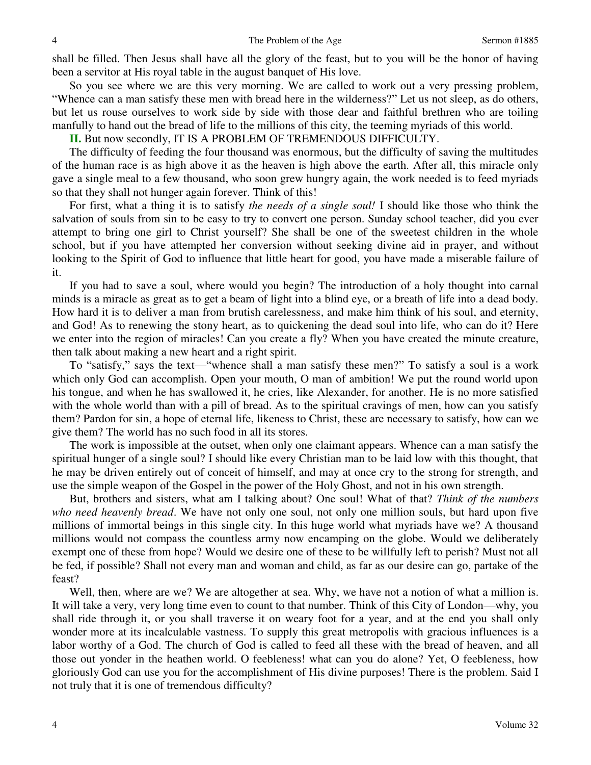shall be filled. Then Jesus shall have all the glory of the feast, but to you will be the honor of having been a servitor at His royal table in the august banquet of His love.

So you see where we are this very morning. We are called to work out a very pressing problem, "Whence can a man satisfy these men with bread here in the wilderness?" Let us not sleep, as do others, but let us rouse ourselves to work side by side with those dear and faithful brethren who are toiling manfully to hand out the bread of life to the millions of this city, the teeming myriads of this world.

**II.** But now secondly, IT IS A PROBLEM OF TREMENDOUS DIFFICULTY.

The difficulty of feeding the four thousand was enormous, but the difficulty of saving the multitudes of the human race is as high above it as the heaven is high above the earth. After all, this miracle only gave a single meal to a few thousand, who soon grew hungry again, the work needed is to feed myriads so that they shall not hunger again forever. Think of this!

For first, what a thing it is to satisfy *the needs of a single soul!* I should like those who think the salvation of souls from sin to be easy to try to convert one person. Sunday school teacher, did you ever attempt to bring one girl to Christ yourself? She shall be one of the sweetest children in the whole school, but if you have attempted her conversion without seeking divine aid in prayer, and without looking to the Spirit of God to influence that little heart for good, you have made a miserable failure of it.

If you had to save a soul, where would you begin? The introduction of a holy thought into carnal minds is a miracle as great as to get a beam of light into a blind eye, or a breath of life into a dead body. How hard it is to deliver a man from brutish carelessness, and make him think of his soul, and eternity, and God! As to renewing the stony heart, as to quickening the dead soul into life, who can do it? Here we enter into the region of miracles! Can you create a fly? When you have created the minute creature, then talk about making a new heart and a right spirit.

To "satisfy," says the text—"whence shall a man satisfy these men?" To satisfy a soul is a work which only God can accomplish. Open your mouth, O man of ambition! We put the round world upon his tongue, and when he has swallowed it, he cries, like Alexander, for another. He is no more satisfied with the whole world than with a pill of bread. As to the spiritual cravings of men, how can you satisfy them? Pardon for sin, a hope of eternal life, likeness to Christ, these are necessary to satisfy, how can we give them? The world has no such food in all its stores.

The work is impossible at the outset, when only one claimant appears. Whence can a man satisfy the spiritual hunger of a single soul? I should like every Christian man to be laid low with this thought, that he may be driven entirely out of conceit of himself, and may at once cry to the strong for strength, and use the simple weapon of the Gospel in the power of the Holy Ghost, and not in his own strength.

But, brothers and sisters, what am I talking about? One soul! What of that? *Think of the numbers who need heavenly bread*. We have not only one soul, not only one million souls, but hard upon five millions of immortal beings in this single city. In this huge world what myriads have we? A thousand millions would not compass the countless army now encamping on the globe. Would we deliberately exempt one of these from hope? Would we desire one of these to be willfully left to perish? Must not all be fed, if possible? Shall not every man and woman and child, as far as our desire can go, partake of the feast?

Well, then, where are we? We are altogether at sea. Why, we have not a notion of what a million is. It will take a very, very long time even to count to that number. Think of this City of London—why, you shall ride through it, or you shall traverse it on weary foot for a year, and at the end you shall only wonder more at its incalculable vastness. To supply this great metropolis with gracious influences is a labor worthy of a God. The church of God is called to feed all these with the bread of heaven, and all those out yonder in the heathen world. O feebleness! what can you do alone? Yet, O feebleness, how gloriously God can use you for the accomplishment of His divine purposes! There is the problem. Said I not truly that it is one of tremendous difficulty?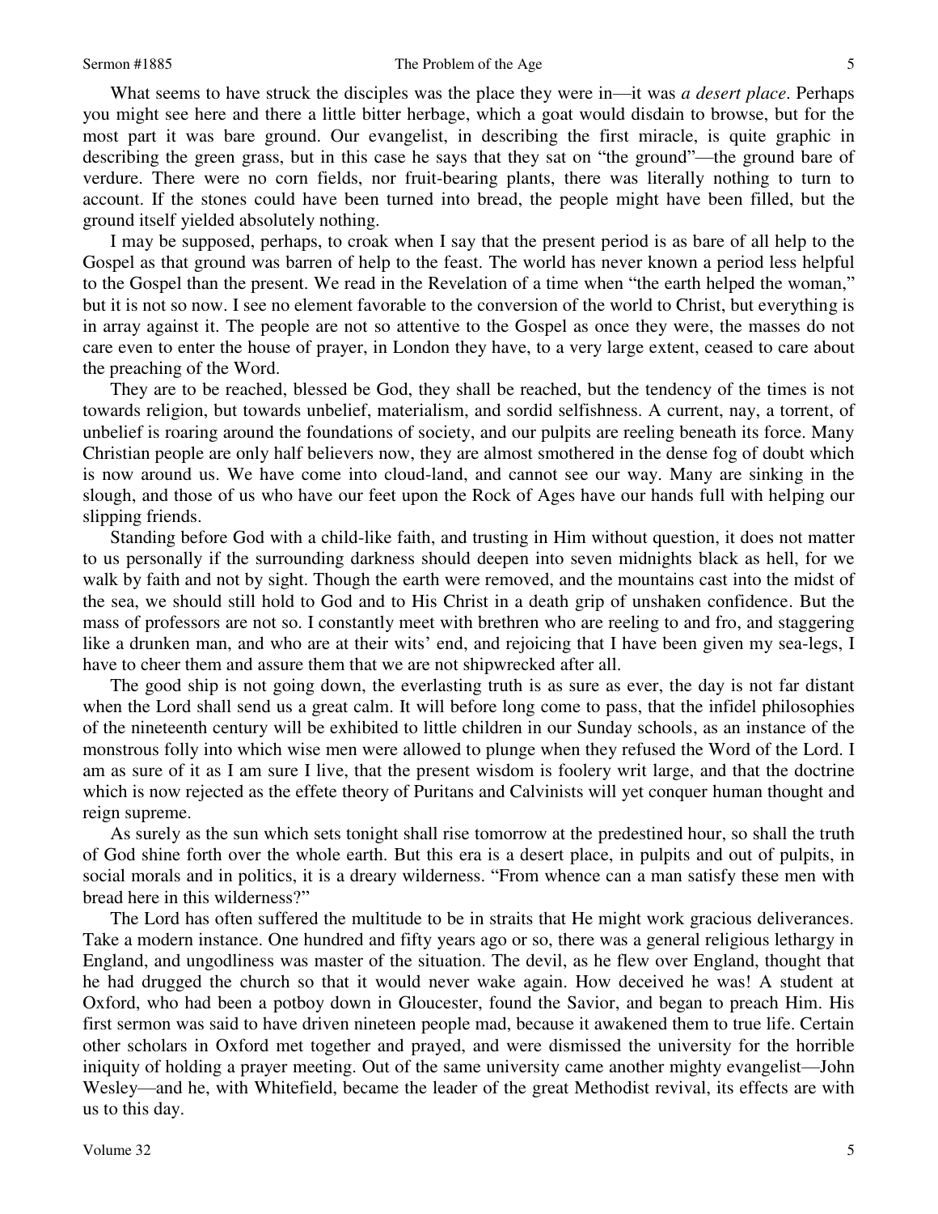What seems to have struck the disciples was the place they were in—it was *a desert place*. Perhaps you might see here and there a little bitter herbage, which a goat would disdain to browse, but for the most part it was bare ground. Our evangelist, in describing the first miracle, is quite graphic in describing the green grass, but in this case he says that they sat on "the ground"—the ground bare of verdure. There were no corn fields, nor fruit-bearing plants, there was literally nothing to turn to account. If the stones could have been turned into bread, the people might have been filled, but the ground itself yielded absolutely nothing.

I may be supposed, perhaps, to croak when I say that the present period is as bare of all help to the Gospel as that ground was barren of help to the feast. The world has never known a period less helpful to the Gospel than the present. We read in the Revelation of a time when "the earth helped the woman," but it is not so now. I see no element favorable to the conversion of the world to Christ, but everything is in array against it. The people are not so attentive to the Gospel as once they were, the masses do not care even to enter the house of prayer, in London they have, to a very large extent, ceased to care about the preaching of the Word.

They are to be reached, blessed be God, they shall be reached, but the tendency of the times is not towards religion, but towards unbelief, materialism, and sordid selfishness. A current, nay, a torrent, of unbelief is roaring around the foundations of society, and our pulpits are reeling beneath its force. Many Christian people are only half believers now, they are almost smothered in the dense fog of doubt which is now around us. We have come into cloud-land, and cannot see our way. Many are sinking in the slough, and those of us who have our feet upon the Rock of Ages have our hands full with helping our slipping friends.

Standing before God with a child-like faith, and trusting in Him without question, it does not matter to us personally if the surrounding darkness should deepen into seven midnights black as hell, for we walk by faith and not by sight. Though the earth were removed, and the mountains cast into the midst of the sea, we should still hold to God and to His Christ in a death grip of unshaken confidence. But the mass of professors are not so. I constantly meet with brethren who are reeling to and fro, and staggering like a drunken man, and who are at their wits' end, and rejoicing that I have been given my sea-legs, I have to cheer them and assure them that we are not shipwrecked after all.

The good ship is not going down, the everlasting truth is as sure as ever, the day is not far distant when the Lord shall send us a great calm. It will before long come to pass, that the infidel philosophies of the nineteenth century will be exhibited to little children in our Sunday schools, as an instance of the monstrous folly into which wise men were allowed to plunge when they refused the Word of the Lord. I am as sure of it as I am sure I live, that the present wisdom is foolery writ large, and that the doctrine which is now rejected as the effete theory of Puritans and Calvinists will yet conquer human thought and reign supreme.

As surely as the sun which sets tonight shall rise tomorrow at the predestined hour, so shall the truth of God shine forth over the whole earth. But this era is a desert place, in pulpits and out of pulpits, in social morals and in politics, it is a dreary wilderness. "From whence can a man satisfy these men with bread here in this wilderness?"

The Lord has often suffered the multitude to be in straits that He might work gracious deliverances. Take a modern instance. One hundred and fifty years ago or so, there was a general religious lethargy in England, and ungodliness was master of the situation. The devil, as he flew over England, thought that he had drugged the church so that it would never wake again. How deceived he was! A student at Oxford, who had been a potboy down in Gloucester, found the Savior, and began to preach Him. His first sermon was said to have driven nineteen people mad, because it awakened them to true life. Certain other scholars in Oxford met together and prayed, and were dismissed the university for the horrible iniquity of holding a prayer meeting. Out of the same university came another mighty evangelist—John Wesley—and he, with Whitefield, became the leader of the great Methodist revival, its effects are with us to this day.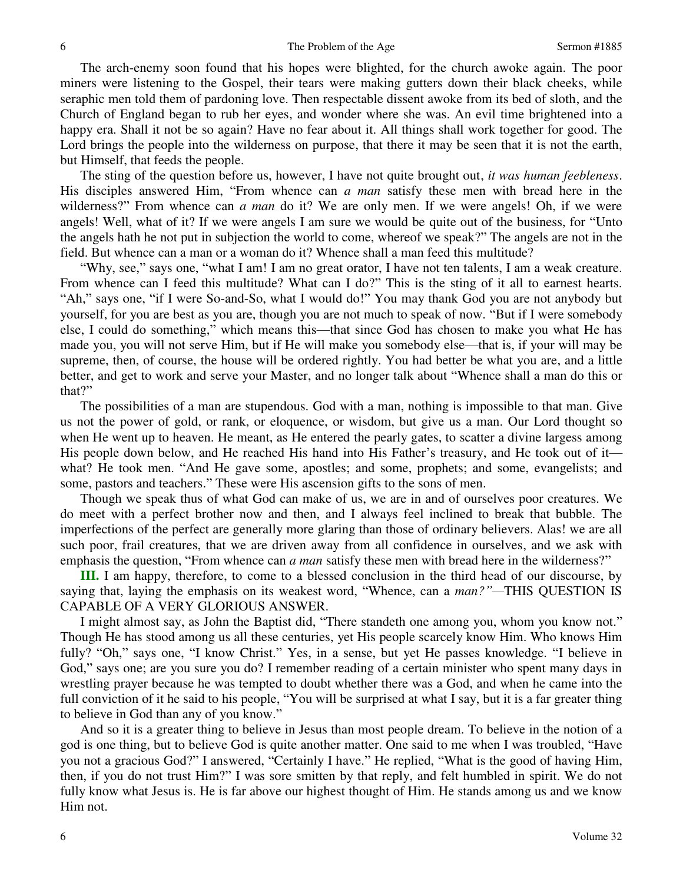The arch-enemy soon found that his hopes were blighted, for the church awoke again. The poor miners were listening to the Gospel, their tears were making gutters down their black cheeks, while seraphic men told them of pardoning love. Then respectable dissent awoke from its bed of sloth, and the Church of England began to rub her eyes, and wonder where she was. An evil time brightened into a happy era. Shall it not be so again? Have no fear about it. All things shall work together for good. The Lord brings the people into the wilderness on purpose, that there it may be seen that it is not the earth, but Himself, that feeds the people.

The sting of the question before us, however, I have not quite brought out, *it was human feebleness*. His disciples answered Him, "From whence can *a man* satisfy these men with bread here in the wilderness?" From whence can *a man* do it? We are only men. If we were angels! Oh, if we were angels! Well, what of it? If we were angels I am sure we would be quite out of the business, for "Unto the angels hath he not put in subjection the world to come, whereof we speak?" The angels are not in the field. But whence can a man or a woman do it? Whence shall a man feed this multitude?

"Why, see," says one, "what I am! I am no great orator, I have not ten talents, I am a weak creature. From whence can I feed this multitude? What can I do?" This is the sting of it all to earnest hearts. "Ah," says one, "if I were So-and-So, what I would do!" You may thank God you are not anybody but yourself, for you are best as you are, though you are not much to speak of now. "But if I were somebody else, I could do something," which means this—that since God has chosen to make you what He has made you, you will not serve Him, but if He will make you somebody else—that is, if your will may be supreme, then, of course, the house will be ordered rightly. You had better be what you are, and a little better, and get to work and serve your Master, and no longer talk about "Whence shall a man do this or that?"

The possibilities of a man are stupendous. God with a man, nothing is impossible to that man. Give us not the power of gold, or rank, or eloquence, or wisdom, but give us a man. Our Lord thought so when He went up to heaven. He meant, as He entered the pearly gates, to scatter a divine largess among His people down below, and He reached His hand into His Father's treasury, and He took out of it—what? He took men. "And He gave some, apostles; and some, prophets; and some, evangelists; and some, pastors and teachers." These were His ascension gifts to the sons of men.

Though we speak thus of what God can make of us, we are in and of ourselves poor creatures. We do meet with a perfect brother now and then, and I always feel inclined to break that bubble. The imperfections of the perfect are generally more glaring than those of ordinary believers. Alas! we are all such poor, frail creatures, that we are driven away from all confidence in ourselves, and we ask with emphasis the question, "From whence can *a man* satisfy these men with bread here in the wilderness?"

**III.** I am happy, therefore, to come to a blessed conclusion in the third head of our discourse, by saying that, laying the emphasis on its weakest word, "Whence, can a *man?"*—THIS QUESTION IS CAPABLE OF A VERY GLORIOUS ANSWER.

I might almost say, as John the Baptist did, "There standeth one among you, whom you know not." Though He has stood among us all these centuries, yet His people scarcely know Him. Who knows Him fully? "Oh," says one, "I know Christ." Yes, in a sense, but yet He passes knowledge. "I believe in God," says one; are you sure you do? I remember reading of a certain minister who spent many days in wrestling prayer because he was tempted to doubt whether there was a God, and when he came into the full conviction of it he said to his people, "You will be surprised at what I say, but it is a far greater thing to believe in God than any of you know."

And so it is a greater thing to believe in Jesus than most people dream. To believe in the notion of a god is one thing, but to believe God is quite another matter. One said to me when I was troubled, "Have you not a gracious God?" I answered, "Certainly I have." He replied, "What is the good of having Him, then, if you do not trust Him?" I was sore smitten by that reply, and felt humbled in spirit. We do not fully know what Jesus is. He is far above our highest thought of Him. He stands among us and we know Him not.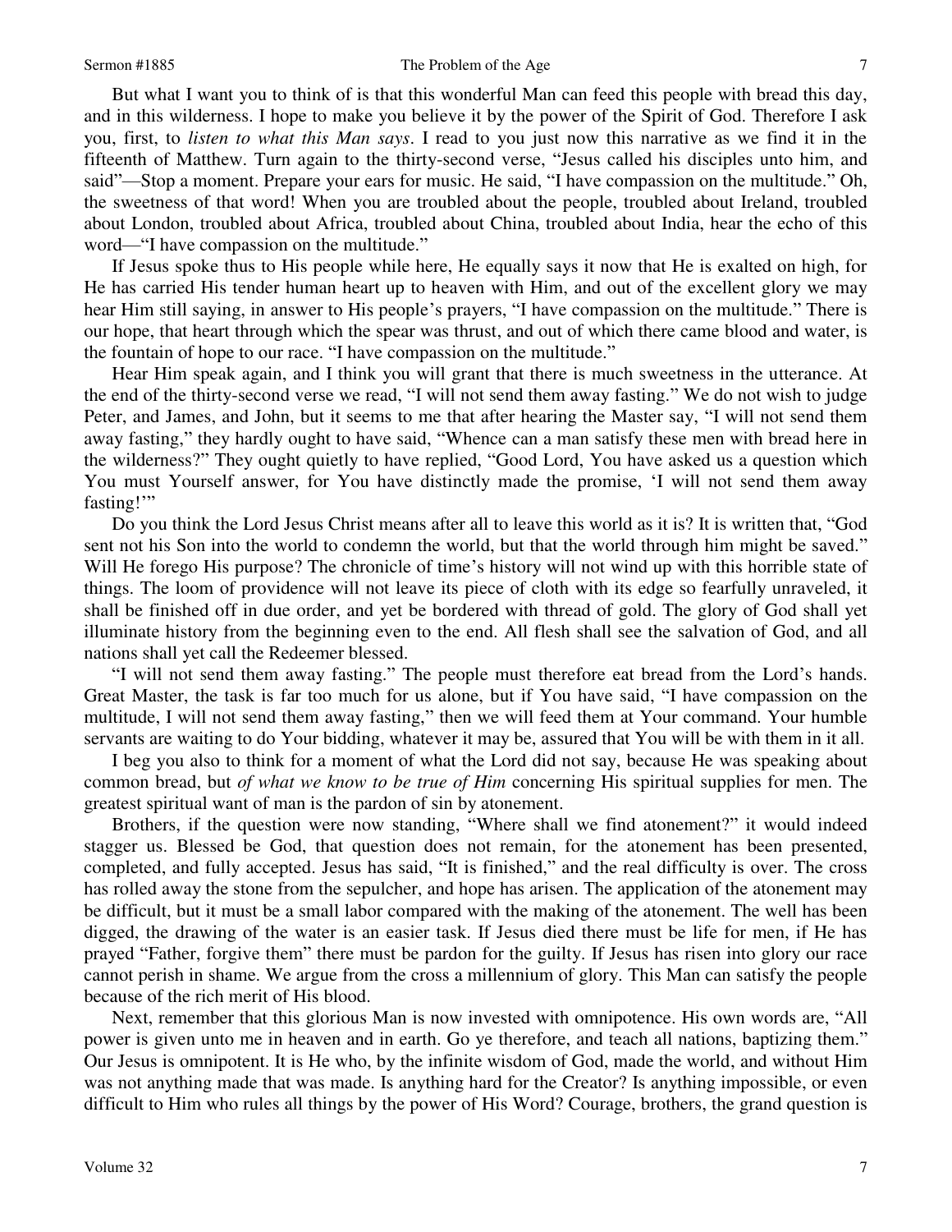But what I want you to think of is that this wonderful Man can feed this people with bread this day, and in this wilderness. I hope to make you believe it by the power of the Spirit of God. Therefore I ask you, first, to *listen to what this Man says*. I read to you just now this narrative as we find it in the fifteenth of Matthew. Turn again to the thirty-second verse, "Jesus called his disciples unto him, and said"—Stop a moment. Prepare your ears for music. He said, "I have compassion on the multitude." Oh, the sweetness of that word! When you are troubled about the people, troubled about Ireland, troubled about London, troubled about Africa, troubled about China, troubled about India, hear the echo of this word—"I have compassion on the multitude."

If Jesus spoke thus to His people while here, He equally says it now that He is exalted on high, for He has carried His tender human heart up to heaven with Him, and out of the excellent glory we may hear Him still saying, in answer to His people's prayers, "I have compassion on the multitude." There is our hope, that heart through which the spear was thrust, and out of which there came blood and water, is the fountain of hope to our race. "I have compassion on the multitude."

Hear Him speak again, and I think you will grant that there is much sweetness in the utterance. At the end of the thirty-second verse we read, "I will not send them away fasting." We do not wish to judge Peter, and James, and John, but it seems to me that after hearing the Master say, "I will not send them away fasting," they hardly ought to have said, "Whence can a man satisfy these men with bread here in the wilderness?" They ought quietly to have replied, "Good Lord, You have asked us a question which You must Yourself answer, for You have distinctly made the promise, 'I will not send them away fasting!'"

Do you think the Lord Jesus Christ means after all to leave this world as it is? It is written that, "God sent not his Son into the world to condemn the world, but that the world through him might be saved." Will He forego His purpose? The chronicle of time's history will not wind up with this horrible state of things. The loom of providence will not leave its piece of cloth with its edge so fearfully unraveled, it shall be finished off in due order, and yet be bordered with thread of gold. The glory of God shall yet illuminate history from the beginning even to the end. All flesh shall see the salvation of God, and all nations shall yet call the Redeemer blessed.

"I will not send them away fasting." The people must therefore eat bread from the Lord's hands. Great Master, the task is far too much for us alone, but if You have said, "I have compassion on the multitude, I will not send them away fasting," then we will feed them at Your command. Your humble servants are waiting to do Your bidding, whatever it may be, assured that You will be with them in it all.

I beg you also to think for a moment of what the Lord did not say, because He was speaking about common bread, but *of what we know to be true of Him* concerning His spiritual supplies for men. The greatest spiritual want of man is the pardon of sin by atonement.

Brothers, if the question were now standing, "Where shall we find atonement?" it would indeed stagger us. Blessed be God, that question does not remain, for the atonement has been presented, completed, and fully accepted. Jesus has said, "It is finished," and the real difficulty is over. The cross has rolled away the stone from the sepulcher, and hope has arisen. The application of the atonement may be difficult, but it must be a small labor compared with the making of the atonement. The well has been digged, the drawing of the water is an easier task. If Jesus died there must be life for men, if He has prayed "Father, forgive them" there must be pardon for the guilty. If Jesus has risen into glory our race cannot perish in shame. We argue from the cross a millennium of glory. This Man can satisfy the people because of the rich merit of His blood.

Next, remember that this glorious Man is now invested with omnipotence. His own words are, "All power is given unto me in heaven and in earth. Go ye therefore, and teach all nations, baptizing them." Our Jesus is omnipotent. It is He who, by the infinite wisdom of God, made the world, and without Him was not anything made that was made. Is anything hard for the Creator? Is anything impossible, or even difficult to Him who rules all things by the power of His Word? Courage, brothers, the grand question is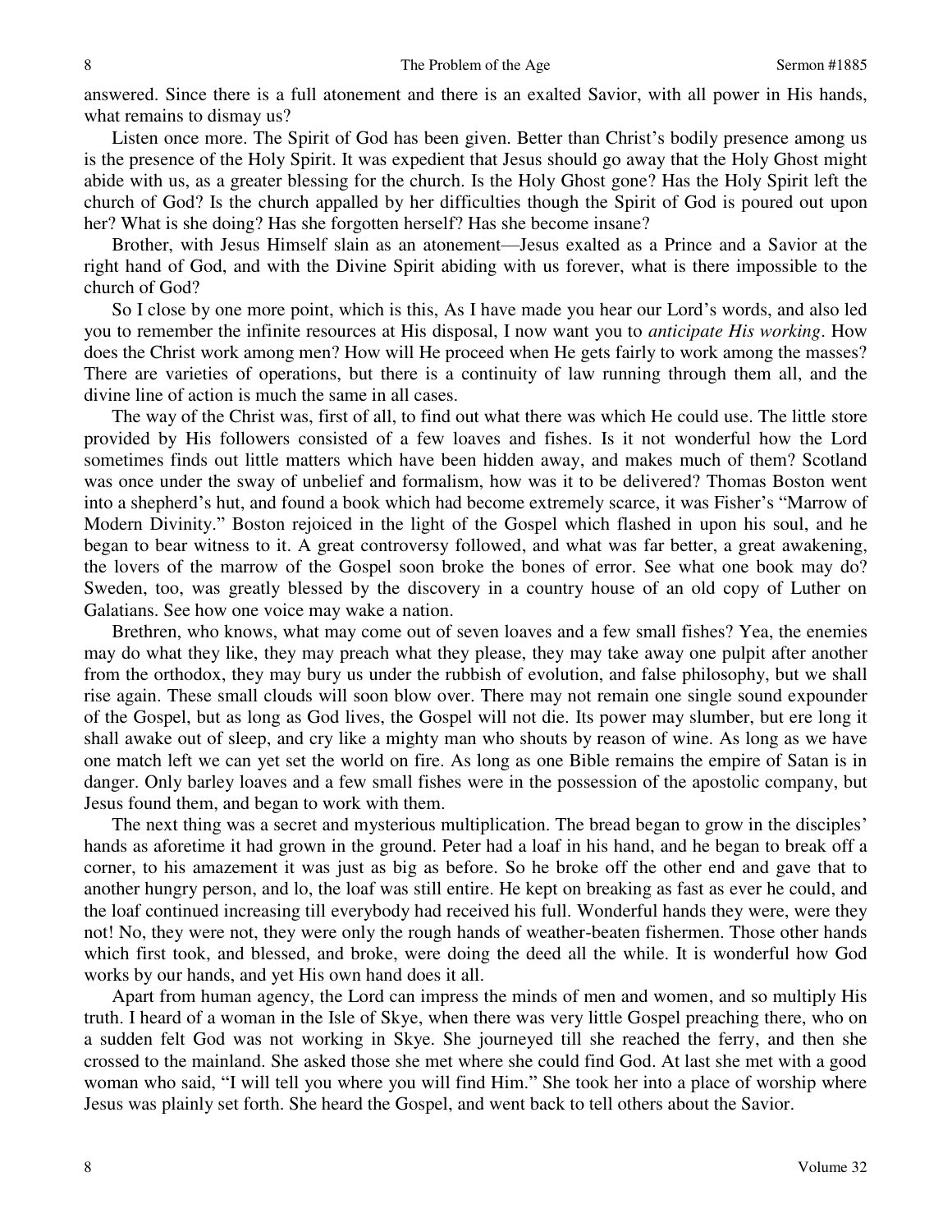answered. Since there is a full atonement and there is an exalted Savior, with all power in His hands, what remains to dismay us?

Listen once more. The Spirit of God has been given. Better than Christ's bodily presence among us is the presence of the Holy Spirit. It was expedient that Jesus should go away that the Holy Ghost might abide with us, as a greater blessing for the church. Is the Holy Ghost gone? Has the Holy Spirit left the church of God? Is the church appalled by her difficulties though the Spirit of God is poured out upon her? What is she doing? Has she forgotten herself? Has she become insane?

Brother, with Jesus Himself slain as an atonement—Jesus exalted as a Prince and a Savior at the right hand of God, and with the Divine Spirit abiding with us forever, what is there impossible to the church of God?

So I close by one more point, which is this, As I have made you hear our Lord's words, and also led you to remember the infinite resources at His disposal, I now want you to *anticipate His working*. How does the Christ work among men? How will He proceed when He gets fairly to work among the masses? There are varieties of operations, but there is a continuity of law running through them all, and the divine line of action is much the same in all cases.

The way of the Christ was, first of all, to find out what there was which He could use. The little store provided by His followers consisted of a few loaves and fishes. Is it not wonderful how the Lord sometimes finds out little matters which have been hidden away, and makes much of them? Scotland was once under the sway of unbelief and formalism, how was it to be delivered? Thomas Boston went into a shepherd's hut, and found a book which had become extremely scarce, it was Fisher's "Marrow of Modern Divinity." Boston rejoiced in the light of the Gospel which flashed in upon his soul, and he began to bear witness to it. A great controversy followed, and what was far better, a great awakening, the lovers of the marrow of the Gospel soon broke the bones of error. See what one book may do? Sweden, too, was greatly blessed by the discovery in a country house of an old copy of Luther on Galatians. See how one voice may wake a nation.

Brethren, who knows, what may come out of seven loaves and a few small fishes? Yea, the enemies may do what they like, they may preach what they please, they may take away one pulpit after another from the orthodox, they may bury us under the rubbish of evolution, and false philosophy, but we shall rise again. These small clouds will soon blow over. There may not remain one single sound expounder of the Gospel, but as long as God lives, the Gospel will not die. Its power may slumber, but ere long it shall awake out of sleep, and cry like a mighty man who shouts by reason of wine. As long as we have one match left we can yet set the world on fire. As long as one Bible remains the empire of Satan is in danger. Only barley loaves and a few small fishes were in the possession of the apostolic company, but Jesus found them, and began to work with them.

The next thing was a secret and mysterious multiplication. The bread began to grow in the disciples' hands as aforetime it had grown in the ground. Peter had a loaf in his hand, and he began to break off a corner, to his amazement it was just as big as before. So he broke off the other end and gave that to another hungry person, and lo, the loaf was still entire. He kept on breaking as fast as ever he could, and the loaf continued increasing till everybody had received his full. Wonderful hands they were, were they not! No, they were not, they were only the rough hands of weather-beaten fishermen. Those other hands which first took, and blessed, and broke, were doing the deed all the while. It is wonderful how God works by our hands, and yet His own hand does it all.

Apart from human agency, the Lord can impress the minds of men and women, and so multiply His truth. I heard of a woman in the Isle of Skye, when there was very little Gospel preaching there, who on a sudden felt God was not working in Skye. She journeyed till she reached the ferry, and then she crossed to the mainland. She asked those she met where she could find God. At last she met with a good woman who said, "I will tell you where you will find Him." She took her into a place of worship where Jesus was plainly set forth. She heard the Gospel, and went back to tell others about the Savior.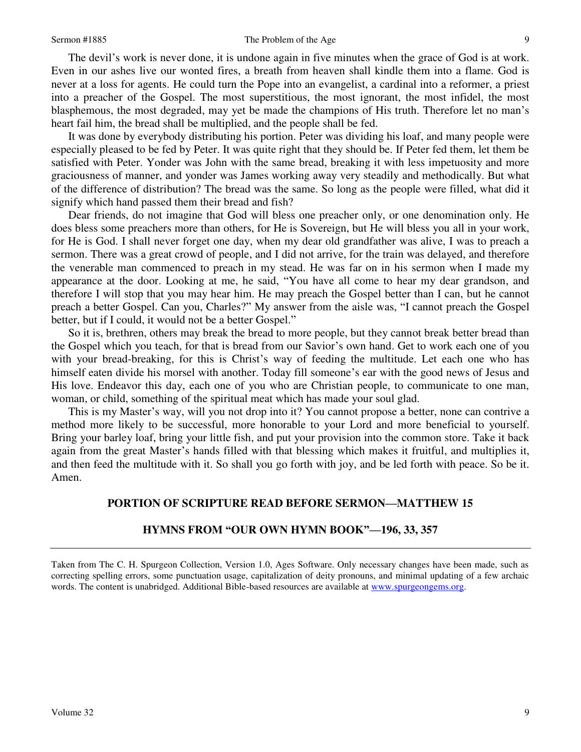The devil's work is never done, it is undone again in five minutes when the grace of God is at work. Even in our ashes live our wonted fires, a breath from heaven shall kindle them into a flame. God is never at a loss for agents. He could turn the Pope into an evangelist, a cardinal into a reformer, a priest into a preacher of the Gospel. The most superstitious, the most ignorant, the most infidel, the most blasphemous, the most degraded, may yet be made the champions of His truth. Therefore let no man's heart fail him, the bread shall be multiplied, and the people shall be fed.

It was done by everybody distributing his portion. Peter was dividing his loaf, and many people were especially pleased to be fed by Peter. It was quite right that they should be. If Peter fed them, let them be satisfied with Peter. Yonder was John with the same bread, breaking it with less impetuosity and more graciousness of manner, and yonder was James working away very steadily and methodically. But what of the difference of distribution? The bread was the same. So long as the people were filled, what did it signify which hand passed them their bread and fish?

Dear friends, do not imagine that God will bless one preacher only, or one denomination only. He does bless some preachers more than others, for He is Sovereign, but He will bless you all in your work, for He is God. I shall never forget one day, when my dear old grandfather was alive, I was to preach a sermon. There was a great crowd of people, and I did not arrive, for the train was delayed, and therefore the venerable man commenced to preach in my stead. He was far on in his sermon when I made my appearance at the door. Looking at me, he said, "You have all come to hear my dear grandson, and therefore I will stop that you may hear him. He may preach the Gospel better than I can, but he cannot preach a better Gospel. Can you, Charles?" My answer from the aisle was, "I cannot preach the Gospel better, but if I could, it would not be a better Gospel."

So it is, brethren, others may break the bread to more people, but they cannot break better bread than the Gospel which you teach, for that is bread from our Savior's own hand. Get to work each one of you with your bread-breaking, for this is Christ's way of feeding the multitude. Let each one who has himself eaten divide his morsel with another. Today fill someone's ear with the good news of Jesus and His love. Endeavor this day, each one of you who are Christian people, to communicate to one man, woman, or child, something of the spiritual meat which has made your soul glad.

This is my Master's way, will you not drop into it? You cannot propose a better, none can contrive a method more likely to be successful, more honorable to your Lord and more beneficial to yourself. Bring your barley loaf, bring your little fish, and put your provision into the common store. Take it back again from the great Master's hands filled with that blessing which makes it fruitful, and multiplies it, and then feed the multitude with it. So shall you go forth with joy, and be led forth with peace. So be it. Amen.

## PORTION OF SCRIPTURE READ BEFORE SERMON—MATTHEW 15

## HYMNS FROM "OUR OWN HYMN BOOK"—196, 33, 357

---

Taken from The C. H. Spurgeon Collection, Version 1.0, Ages Software. Only necessary changes have been made, such as correcting spelling errors, some punctuation usage, capitalization of deity pronouns, and minimal updating of a few archaic words. The content is unabridged. Additional Bible-based resources are available at www.spurgeongems.org.